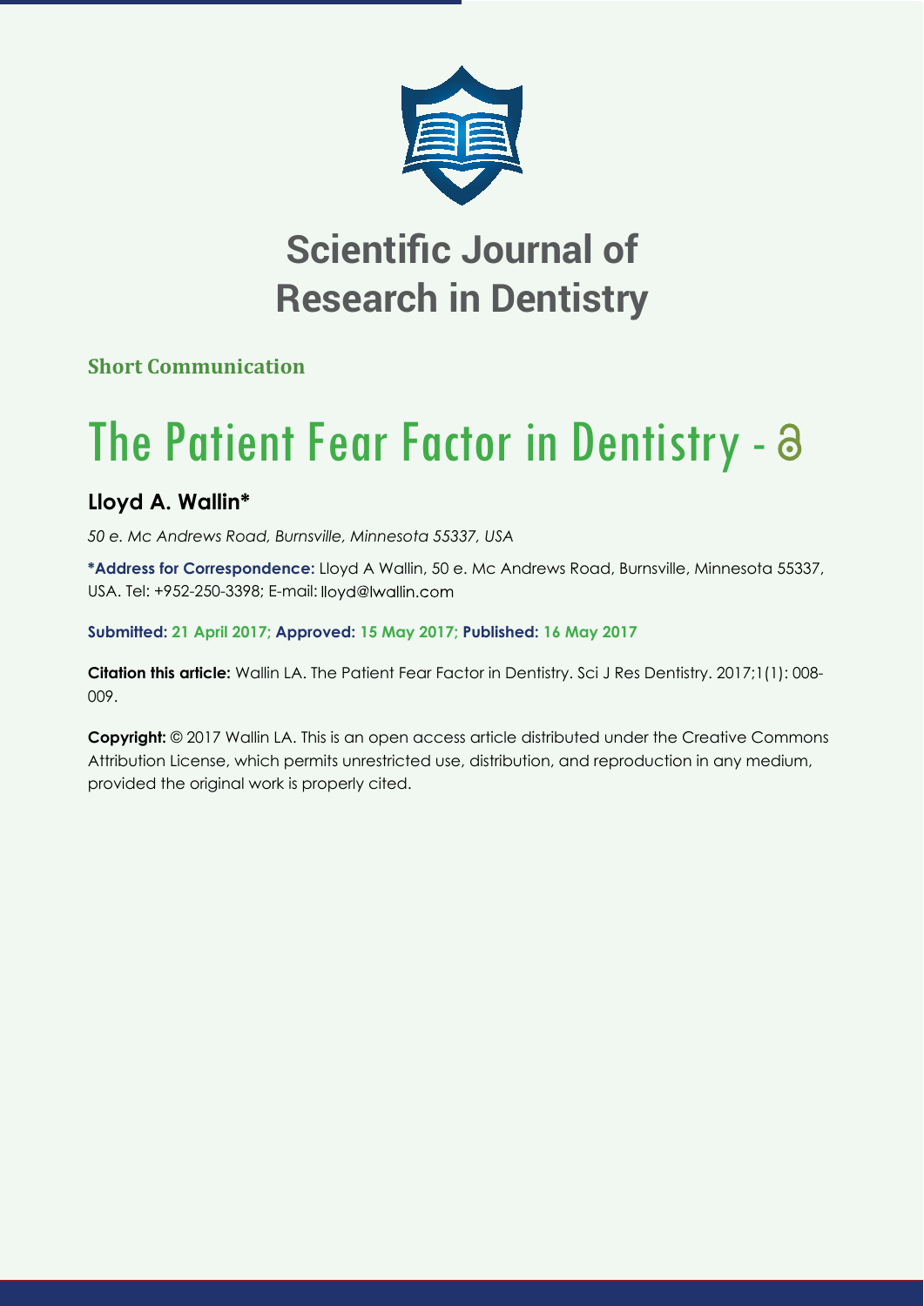# Scientific Journal of Research in Dentistry

**Short Communication**

# The Patient Fear Factor in Dentistry

## Lloyd A. Wallin*

*50 e. Mc Andrews Road, Burnsville, Minnesota 55337, USA*

**\*Address for Correspondence:** Lloyd A Wallin, 50 e. Mc Andrews Road, Burnsville, Minnesota 55337, USA. Tel: +952-250-3398; E-mail: lloyd@lwallin.com

**Submitted: 21 April 2017; Approved: 15 May 2017; Published: 16 May 2017**

**Citation this article:** Wallin LA. The Patient Fear Factor in Dentistry. Sci J Res Dentistry. 2017;1(1): 008-009.

**Copyright:** © 2017 Wallin LA. This is an open access article distributed under the Creative Commons Attribution License, which permits unrestricted use, distribution, and reproduction in any medium, provided the original work is properly cited.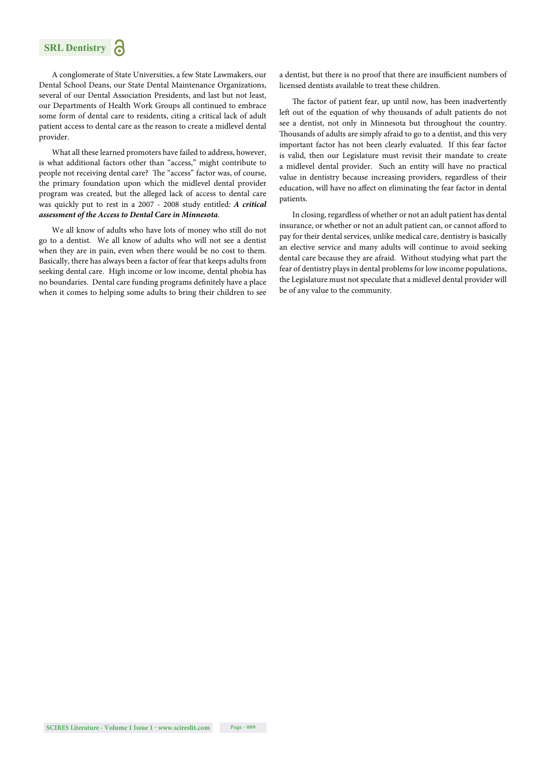A conglomerate of State Universities, a few State Lawmakers, our Dental School Deans, our State Dental Maintenance Organizations, several of our Dental Association Presidents, and last but not least, our Departments of Health Work Groups all continued to embrace some form of dental care to residents, citing a critical lack of adult patient access to dental care as the reason to create a midlevel dental provider.

What all these learned promoters have failed to address, however, is what additional factors other than "access," might contribute to people not receiving dental care? The "access" factor was, of course, the primary foundation upon which the midlevel dental provider program was created, but the alleged lack of access to dental care was quickly put to rest in a 2007 - 2008 study entitled: ***A critical assessment of the Access to Dental Care in Minnesota***.

We all know of adults who have lots of money who still do not go to a dentist. We all know of adults who will not see a dentist when they are in pain, even when there would be no cost to them. Basically, there has always been a factor of fear that keeps adults from seeking dental care. High income or low income, dental phobia has no boundaries. Dental care funding programs definitely have a place when it comes to helping some adults to bring their children to see a dentist, but there is no proof that there are insufficient numbers of licensed dentists available to treat these children.

The factor of patient fear, up until now, has been inadvertently left out of the equation of why thousands of adult patients do not see a dentist, not only in Minnesota but throughout the country. Thousands of adults are simply afraid to go to a dentist, and this very important factor has not been clearly evaluated. If this fear factor is valid, then our Legislature must revisit their mandate to create a midlevel dental provider. Such an entity will have no practical value in dentistry because increasing providers, regardless of their education, will have no affect on eliminating the fear factor in dental patients.

In closing, regardless of whether or not an adult patient has dental insurance, or whether or not an adult patient can, or cannot afford to pay for their dental services, unlike medical care, dentistry is basically an elective service and many adults will continue to avoid seeking dental care because they are afraid. Without studying what part the fear of dentistry plays in dental problems for low income populations, the Legislature must not speculate that a midlevel dental provider will be of any value to the community.